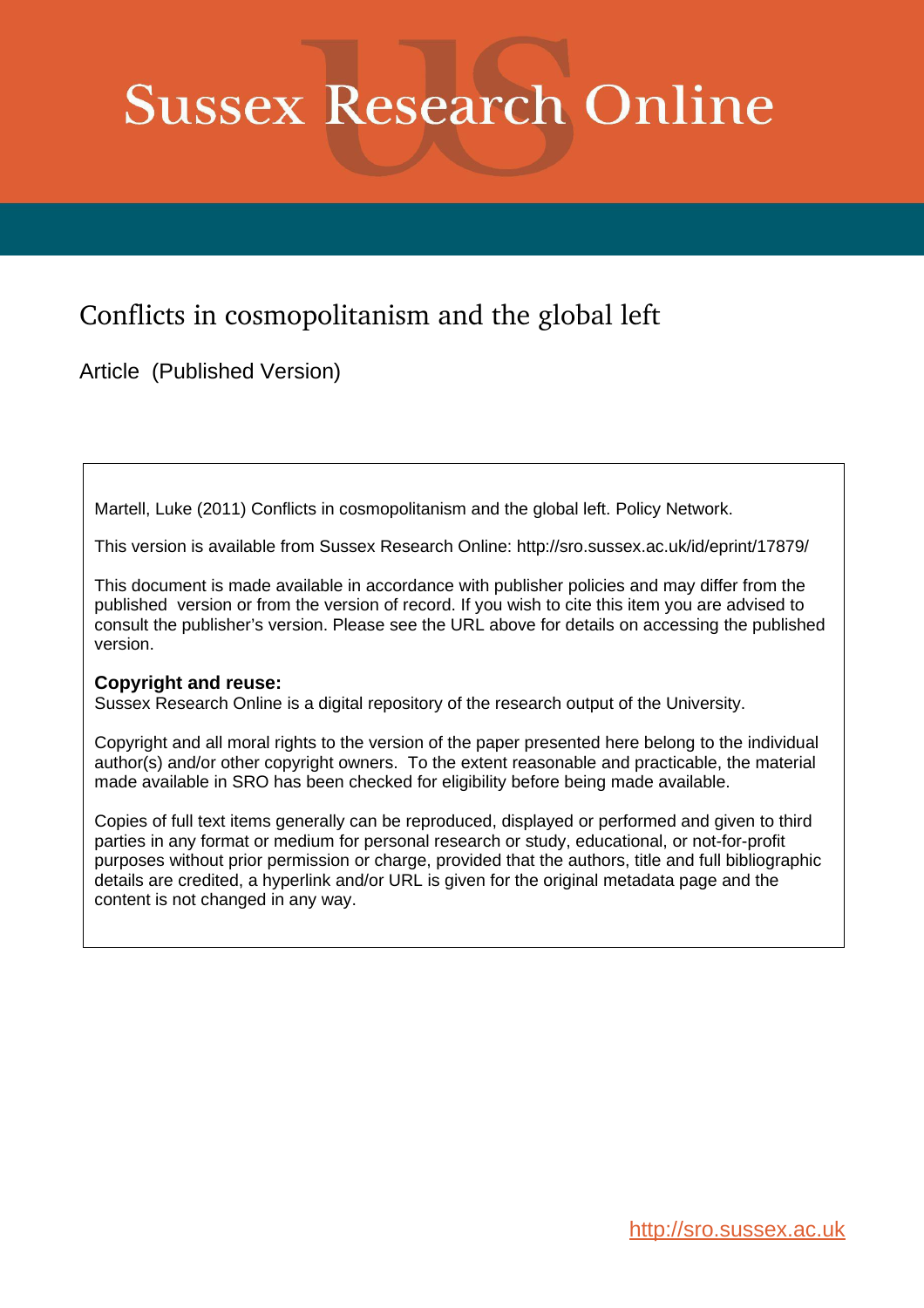# Sussex Research Online

## Conflicts in cosmopolitanism and the global left

Article (Published Version)

Martell, Luke (2011) Conflicts in cosmopolitanism and the global left. Policy Network.

This version is available from Sussex Research Online: http://sro.sussex.ac.uk/id/eprint/17879/

This document is made available in accordance with publisher policies and may differ from the published version or from the version of record. If you wish to cite this item you are advised to consult the publisher's version. Please see the URL above for details on accessing the published version.

**Copyright and reuse:**
Sussex Research Online is a digital repository of the research output of the University.

Copyright and all moral rights to the version of the paper presented here belong to the individual author(s) and/or other copyright owners. To the extent reasonable and practicable, the material made available in SRO has been checked for eligibility before being made available.

Copies of full text items generally can be reproduced, displayed or performed and given to third parties in any format or medium for personal research or study, educational, or not-for-profit purposes without prior permission or charge, provided that the authors, title and full bibliographic details are credited, a hyperlink and/or URL is given for the original metadata page and the content is not changed in any way.

http://sro.sussex.ac.uk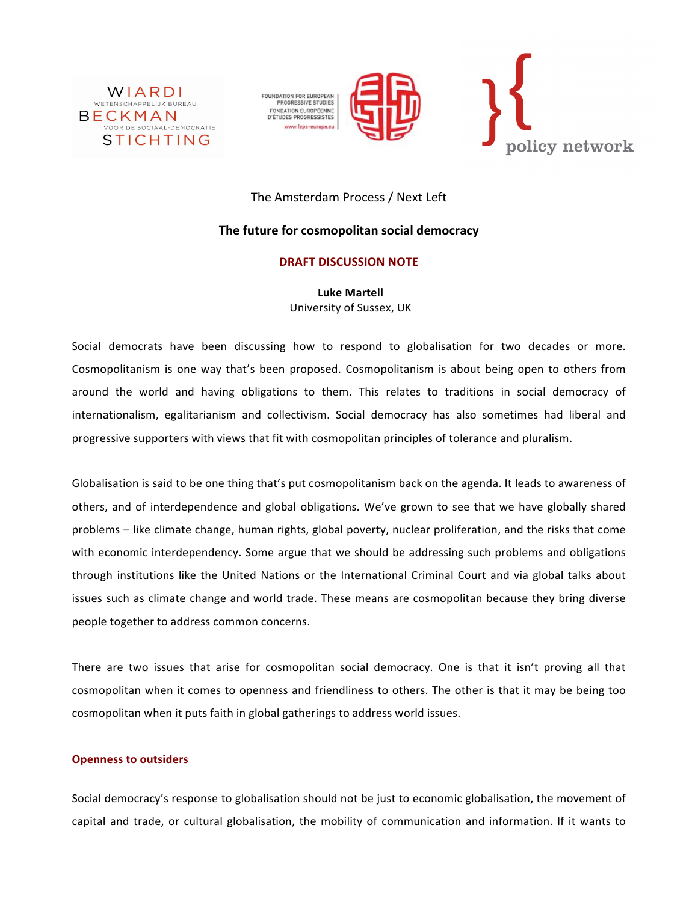The Amsterdam Process / Next Left

**The future for cosmopolitan social democracy**

**DRAFT DISCUSSION NOTE**

**Luke Martell**
University of Sussex, UK

Social democrats have been discussing how to respond to globalisation for two decades or more. Cosmopolitanism is one way that's been proposed. Cosmopolitanism is about being open to others from around the world and having obligations to them. This relates to traditions in social democracy of internationalism, egalitarianism and collectivism. Social democracy has also sometimes had liberal and progressive supporters with views that fit with cosmopolitan principles of tolerance and pluralism.

Globalisation is said to be one thing that's put cosmopolitanism back on the agenda. It leads to awareness of others, and of interdependence and global obligations. We've grown to see that we have globally shared problems – like climate change, human rights, global poverty, nuclear proliferation, and the risks that come with economic interdependency. Some argue that we should be addressing such problems and obligations through institutions like the United Nations or the International Criminal Court and via global talks about issues such as climate change and world trade. These means are cosmopolitan because they bring diverse people together to address common concerns.

There are two issues that arise for cosmopolitan social democracy. One is that it isn't proving all that cosmopolitan when it comes to openness and friendliness to others. The other is that it may be being too cosmopolitan when it puts faith in global gatherings to address world issues.

## Openness to outsiders

Social democracy's response to globalisation should not be just to economic globalisation, the movement of capital and trade, or cultural globalisation, the mobility of communication and information. If it wants to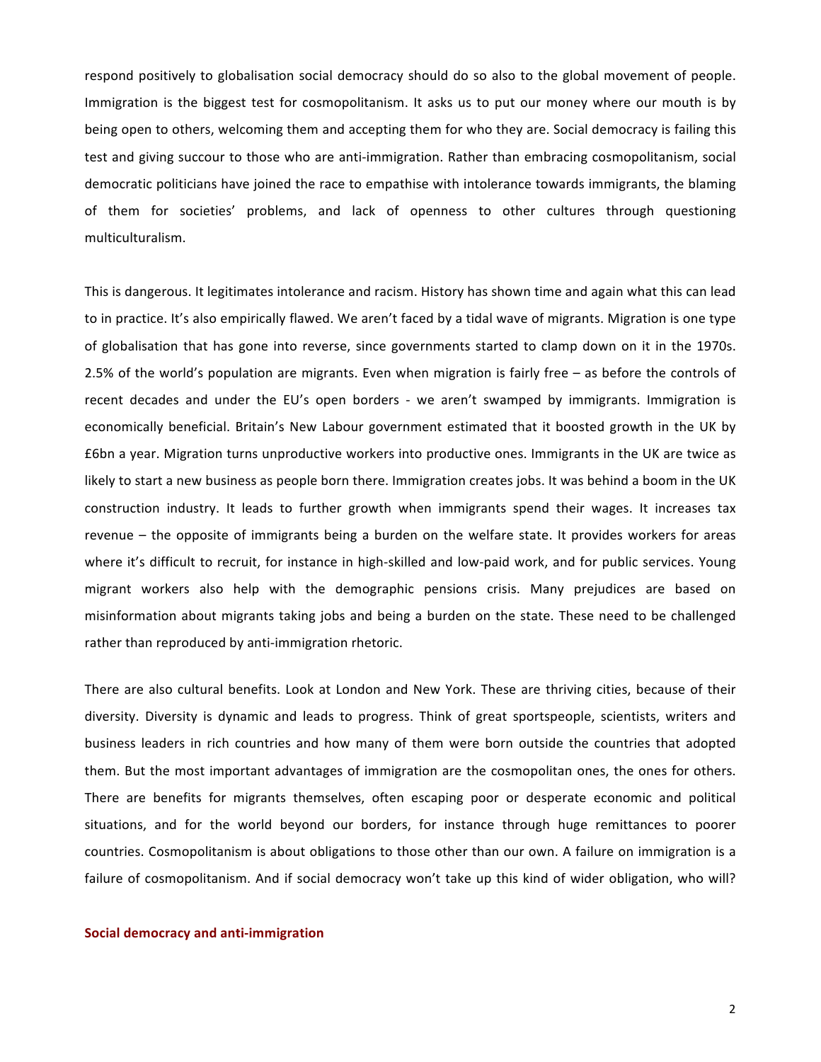respond positively to globalisation social democracy should do so also to the global movement of people. Immigration is the biggest test for cosmopolitanism. It asks us to put our money where our mouth is by being open to others, welcoming them and accepting them for who they are. Social democracy is failing this test and giving succour to those who are anti-immigration. Rather than embracing cosmopolitanism, social democratic politicians have joined the race to empathise with intolerance towards immigrants, the blaming of them for societies' problems, and lack of openness to other cultures through questioning multiculturalism.

This is dangerous. It legitimates intolerance and racism. History has shown time and again what this can lead to in practice. It's also empirically flawed. We aren't faced by a tidal wave of migrants. Migration is one type of globalisation that has gone into reverse, since governments started to clamp down on it in the 1970s. 2.5% of the world's population are migrants. Even when migration is fairly free – as before the controls of recent decades and under the EU's open borders - we aren't swamped by immigrants. Immigration is economically beneficial. Britain's New Labour government estimated that it boosted growth in the UK by £6bn a year. Migration turns unproductive workers into productive ones. Immigrants in the UK are twice as likely to start a new business as people born there. Immigration creates jobs. It was behind a boom in the UK construction industry. It leads to further growth when immigrants spend their wages. It increases tax revenue – the opposite of immigrants being a burden on the welfare state. It provides workers for areas where it's difficult to recruit, for instance in high-skilled and low-paid work, and for public services. Young migrant workers also help with the demographic pensions crisis. Many prejudices are based on misinformation about migrants taking jobs and being a burden on the state. These need to be challenged rather than reproduced by anti-immigration rhetoric.

There are also cultural benefits. Look at London and New York. These are thriving cities, because of their diversity. Diversity is dynamic and leads to progress. Think of great sportspeople, scientists, writers and business leaders in rich countries and how many of them were born outside the countries that adopted them. But the most important advantages of immigration are the cosmopolitan ones, the ones for others. There are benefits for migrants themselves, often escaping poor or desperate economic and political situations, and for the world beyond our borders, for instance through huge remittances to poorer countries. Cosmopolitanism is about obligations to those other than our own. A failure on immigration is a failure of cosmopolitanism. And if social democracy won't take up this kind of wider obligation, who will?

## Social democracy and anti-immigration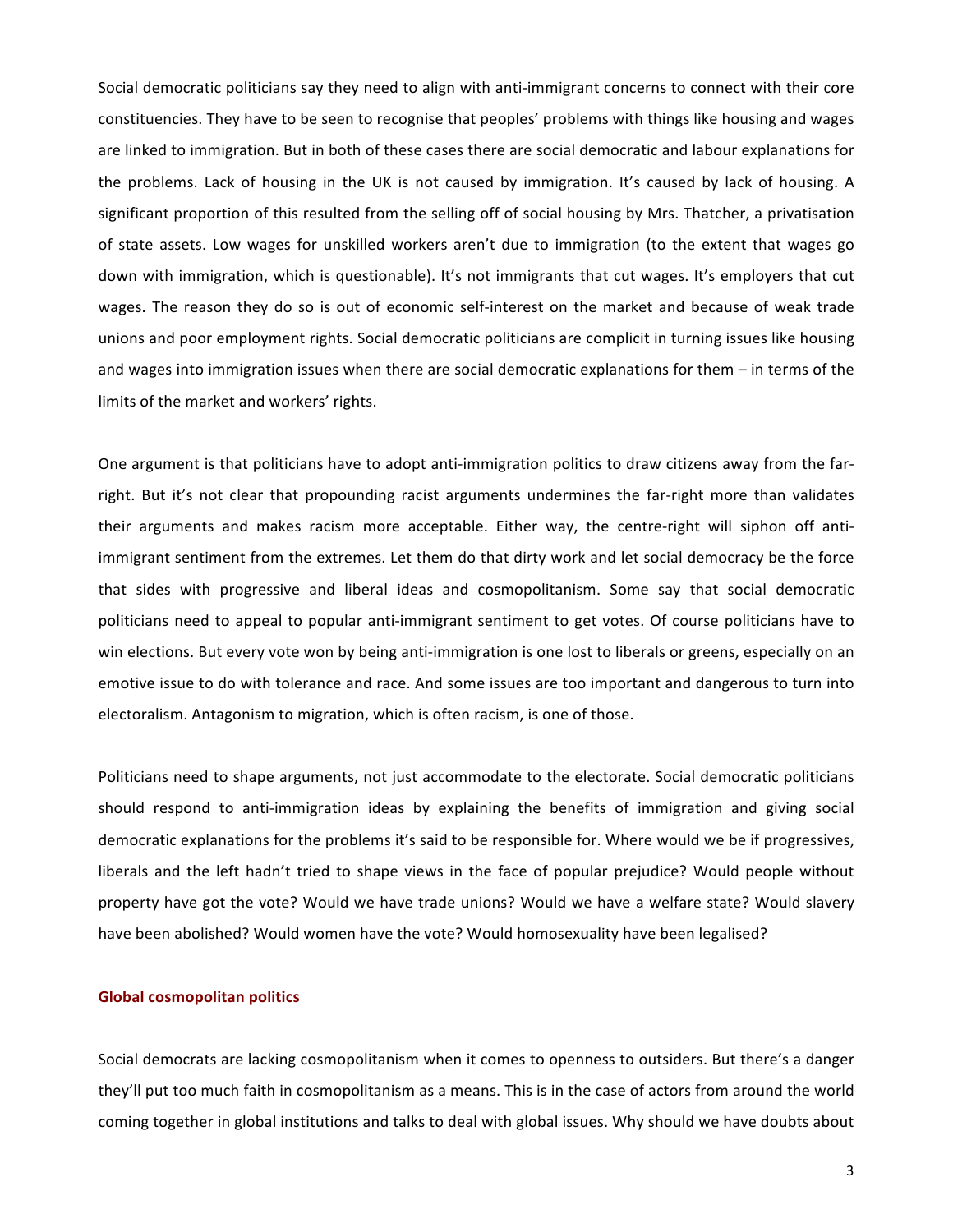Social democratic politicians say they need to align with anti-immigrant concerns to connect with their core constituencies. They have to be seen to recognise that peoples' problems with things like housing and wages are linked to immigration. But in both of these cases there are social democratic and labour explanations for the problems. Lack of housing in the UK is not caused by immigration. It's caused by lack of housing. A significant proportion of this resulted from the selling off of social housing by Mrs. Thatcher, a privatisation of state assets. Low wages for unskilled workers aren't due to immigration (to the extent that wages go down with immigration, which is questionable). It's not immigrants that cut wages. It's employers that cut wages. The reason they do so is out of economic self-interest on the market and because of weak trade unions and poor employment rights. Social democratic politicians are complicit in turning issues like housing and wages into immigration issues when there are social democratic explanations for them – in terms of the limits of the market and workers' rights.

One argument is that politicians have to adopt anti-immigration politics to draw citizens away from the far-right. But it's not clear that propounding racist arguments undermines the far-right more than validates their arguments and makes racism more acceptable. Either way, the centre-right will siphon off anti-immigrant sentiment from the extremes. Let them do that dirty work and let social democracy be the force that sides with progressive and liberal ideas and cosmopolitanism. Some say that social democratic politicians need to appeal to popular anti-immigrant sentiment to get votes. Of course politicians have to win elections. But every vote won by being anti-immigration is one lost to liberals or greens, especially on an emotive issue to do with tolerance and race. And some issues are too important and dangerous to turn into electoralism. Antagonism to migration, which is often racism, is one of those.

Politicians need to shape arguments, not just accommodate to the electorate. Social democratic politicians should respond to anti-immigration ideas by explaining the benefits of immigration and giving social democratic explanations for the problems it's said to be responsible for. Where would we be if progressives, liberals and the left hadn't tried to shape views in the face of popular prejudice? Would people without property have got the vote? Would we have trade unions? Would we have a welfare state? Would slavery have been abolished? Would women have the vote? Would homosexuality have been legalised?

### Global cosmopolitan politics

Social democrats are lacking cosmopolitanism when it comes to openness to outsiders. But there's a danger they'll put too much faith in cosmopolitanism as a means. This is in the case of actors from around the world coming together in global institutions and talks to deal with global issues. Why should we have doubts about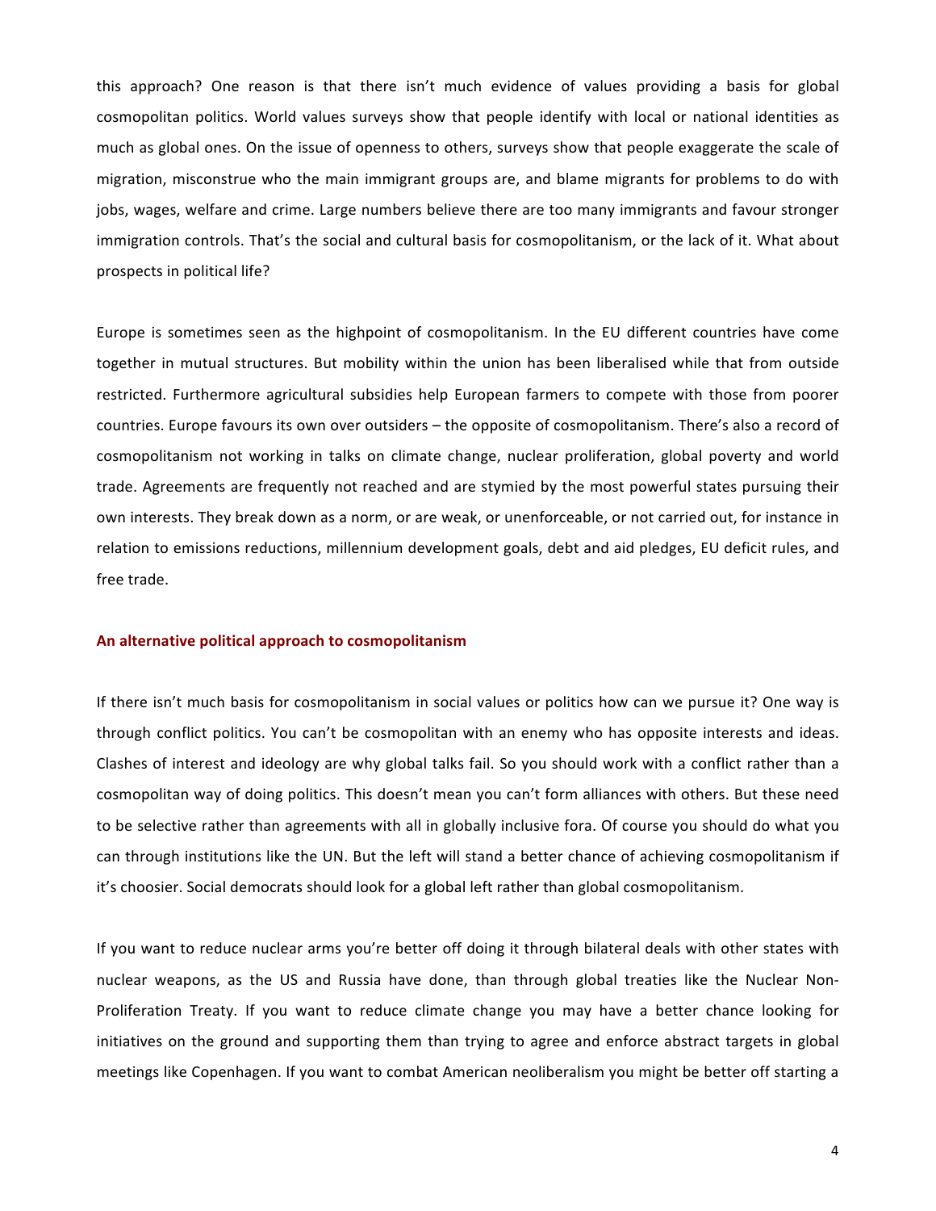this approach? One reason is that there isn't much evidence of values providing a basis for global cosmopolitan politics. World values surveys show that people identify with local or national identities as much as global ones. On the issue of openness to others, surveys show that people exaggerate the scale of migration, misconstrue who the main immigrant groups are, and blame migrants for problems to do with jobs, wages, welfare and crime. Large numbers believe there are too many immigrants and favour stronger immigration controls. That's the social and cultural basis for cosmopolitanism, or the lack of it. What about prospects in political life?

Europe is sometimes seen as the highpoint of cosmopolitanism. In the EU different countries have come together in mutual structures. But mobility within the union has been liberalised while that from outside restricted. Furthermore agricultural subsidies help European farmers to compete with those from poorer countries. Europe favours its own over outsiders – the opposite of cosmopolitanism. There's also a record of cosmopolitanism not working in talks on climate change, nuclear proliferation, global poverty and world trade. Agreements are frequently not reached and are stymied by the most powerful states pursuing their own interests. They break down as a norm, or are weak, or unenforceable, or not carried out, for instance in relation to emissions reductions, millennium development goals, debt and aid pledges, EU deficit rules, and free trade.

## An alternative political approach to cosmopolitanism

If there isn't much basis for cosmopolitanism in social values or politics how can we pursue it? One way is through conflict politics. You can't be cosmopolitan with an enemy who has opposite interests and ideas. Clashes of interest and ideology are why global talks fail. So you should work with a conflict rather than a cosmopolitan way of doing politics. This doesn't mean you can't form alliances with others. But these need to be selective rather than agreements with all in globally inclusive fora. Of course you should do what you can through institutions like the UN. But the left will stand a better chance of achieving cosmopolitanism if it's choosier. Social democrats should look for a global left rather than global cosmopolitanism.

If you want to reduce nuclear arms you're better off doing it through bilateral deals with other states with nuclear weapons, as the US and Russia have done, than through global treaties like the Nuclear Non-Proliferation Treaty. If you want to reduce climate change you may have a better chance looking for initiatives on the ground and supporting them than trying to agree and enforce abstract targets in global meetings like Copenhagen. If you want to combat American neoliberalism you might be better off starting a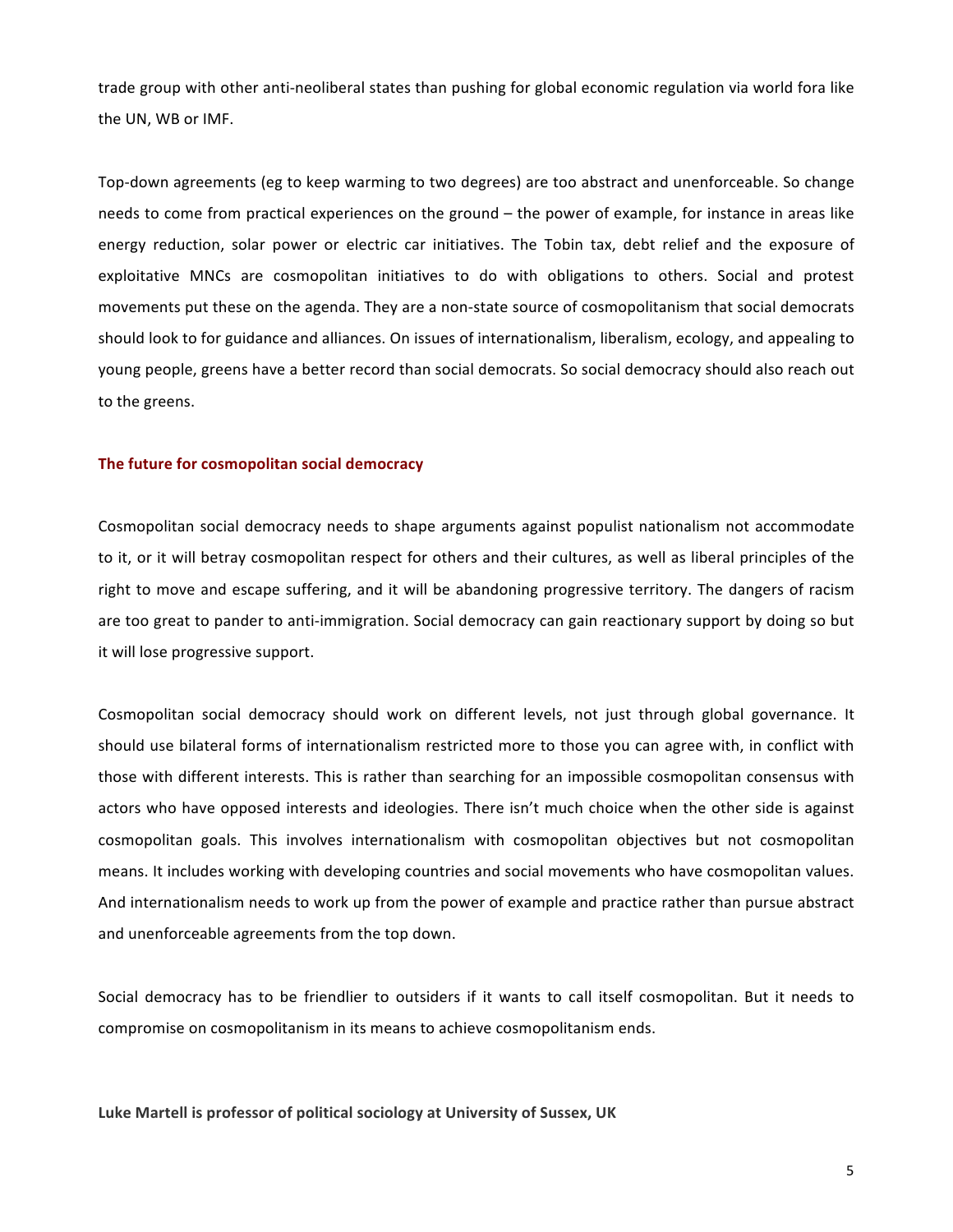trade group with other anti-neoliberal states than pushing for global economic regulation via world fora like the UN, WB or IMF.

Top-down agreements (eg to keep warming to two degrees) are too abstract and unenforceable. So change needs to come from practical experiences on the ground – the power of example, for instance in areas like energy reduction, solar power or electric car initiatives. The Tobin tax, debt relief and the exposure of exploitative MNCs are cosmopolitan initiatives to do with obligations to others. Social and protest movements put these on the agenda. They are a non-state source of cosmopolitanism that social democrats should look to for guidance and alliances. On issues of internationalism, liberalism, ecology, and appealing to young people, greens have a better record than social democrats. So social democracy should also reach out to the greens.

## The future for cosmopolitan social democracy

Cosmopolitan social democracy needs to shape arguments against populist nationalism not accommodate to it, or it will betray cosmopolitan respect for others and their cultures, as well as liberal principles of the right to move and escape suffering, and it will be abandoning progressive territory. The dangers of racism are too great to pander to anti-immigration. Social democracy can gain reactionary support by doing so but it will lose progressive support.

Cosmopolitan social democracy should work on different levels, not just through global governance. It should use bilateral forms of internationalism restricted more to those you can agree with, in conflict with those with different interests. This is rather than searching for an impossible cosmopolitan consensus with actors who have opposed interests and ideologies. There isn't much choice when the other side is against cosmopolitan goals. This involves internationalism with cosmopolitan objectives but not cosmopolitan means. It includes working with developing countries and social movements who have cosmopolitan values. And internationalism needs to work up from the power of example and practice rather than pursue abstract and unenforceable agreements from the top down.

Social democracy has to be friendlier to outsiders if it wants to call itself cosmopolitan. But it needs to compromise on cosmopolitanism in its means to achieve cosmopolitanism ends.

**Luke Martell is professor of political sociology at University of Sussex, UK**